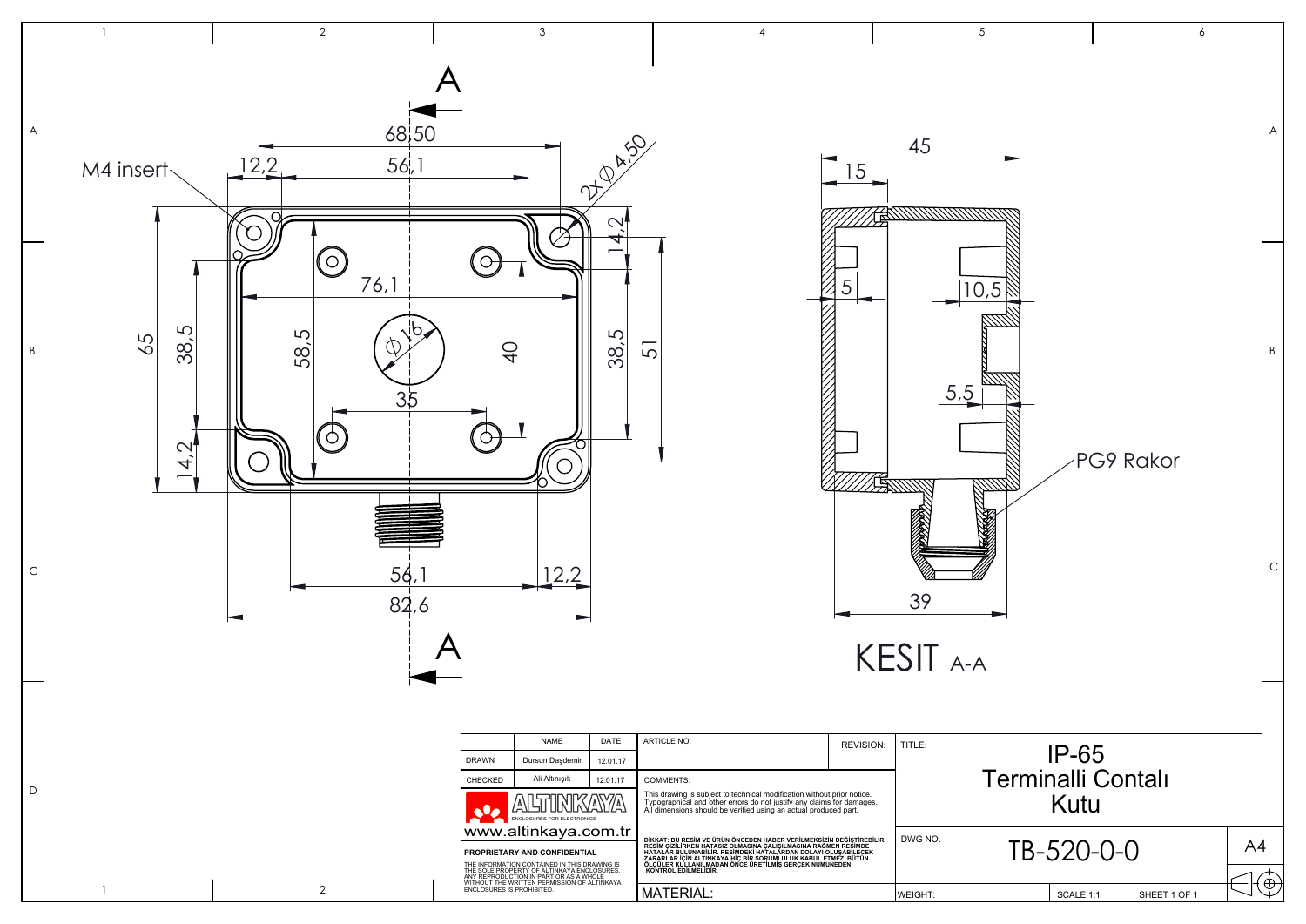M4 insert

68,50

56,1

12,2

2X Ø4,50

14,2

76,1

Ø16

58,5

40

38,5

51

65

38,5

14,2

35

56,1

12,2

82,6

A

A

45

15

5

10,5

5,5

PG9 Rakor

39

KESIT A-A

| | NAME | DATE |
|---|---|---|
| DRAWN | Dursun Daşdemir | 12.01.17 |
| CHECKED | Ali Altınışık | 12.01.17 |

ALTINKAYA
ENCLOSURES FOR ELECTRONICS
www.altinkaya.com.tr

**PROPRIETARY AND CONFIDENTIAL**

THE INFORMATION CONTAINED IN THIS DRAWING IS THE SOLE PROPERTY OF ALTINKAYA ENCLOSURES. ANY REPRODUCTION IN PART OR AS A WHOLE WITHOUT THE WRITTEN PERMISSION OF ALTINKAYA ENCLOSURES IS PROHIBITED.

ARTICLE NO:

REVISION:

COMMENTS:

This drawing is subject to technical modification without prior notice. Typographical and other errors do not justify any claims for damages. All dimensions should be verified using an actual produced part.

DİKKAT: BU RESİM VE ÜRÜN ÖNCEDEN HABER VERİLMEKSİZİN DEĞİŞTİREBİLİR. RESİM ÇİZİLİRKEN HATASIZ OLMASINA ÇALIŞILMASINA RAĞMEN RESİMDE HATALAR BULUNABİLİR. RESİMDEKİ HATALARDAN DOLAYI OLUŞABİLECEK ZARARLAR İÇİN ALTINKAYA HİÇ BİR SORUMLULUK KABUL ETMEZ. BÜTÜN ÖLÇÜLER KULLANILMADAN ÖNCE ÜRETİLMİŞ GERÇEK NUMUNEDEN KONTROL EDİLMELİDİR.

MATERIAL:

TITLE:

IP-65
Terminalli Contalı
Kutu

DWG NO.

TB-520-0-0

A4

WEIGHT:

SCALE:1:1

SHEET 1 OF 1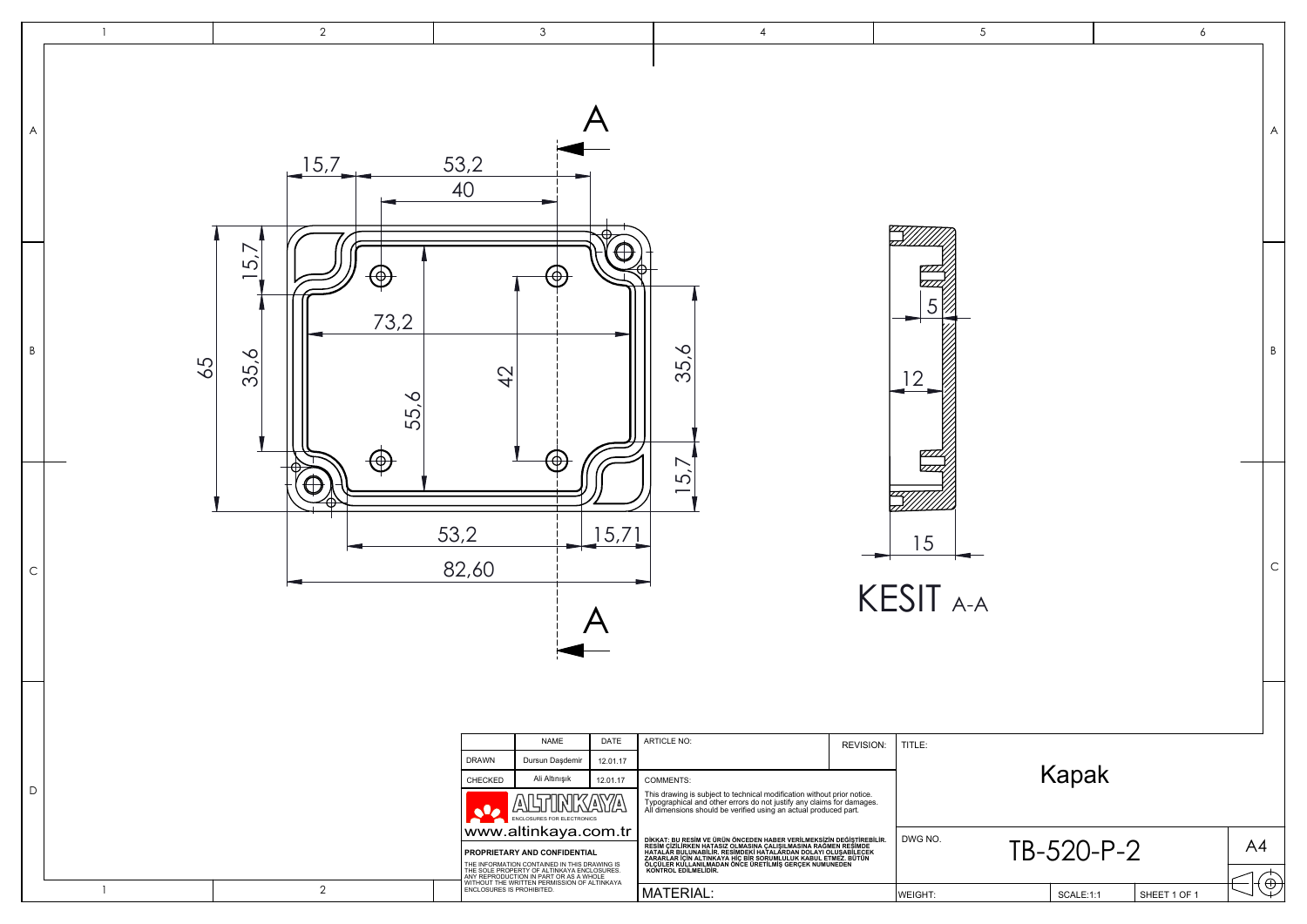A

15,7

53,2

40

15,7

73,2

65

35,6

55,6

42

35,6

15,7

53,2

15,71

82,60

A

5

12

15

KESIT A-A

| | NAME | DATE |
|---|---|---|
| DRAWN | Dursun Daşdemir | 12.01.17 |
| CHECKED | Ali Altınışık | 12.01.17 |

ALTINKAYA
ENCLOSURES FOR ELECTRONICS

www.altinkaya.com.tr

**PROPRIETARY AND CONFIDENTIAL**

THE INFORMATION CONTAINED IN THIS DRAWING IS THE SOLE PROPERTY OF ALTINKAYA ENCLOSURES. ANY REPRODUCTION IN PART OR AS A WHOLE WITHOUT THE WRITTEN PERMISSION OF ALTINKAYA ENCLOSURES IS PROHIBITED.

ARTICLE NO:

REVISION:

COMMENTS:

This drawing is subject to technical modification without prior notice. Typographical and other errors do not justify any claims for damages. All dimensions should be verified using an actual produced part.

DİKKAT: BU RESİM VE ÜRÜN ÖNCEDEN HABER VERİLMEKSİZİN DEĞİŞTİREBİLİR. RESİM ÇİZİLİRKEN HATASIZ OLMASINA ÇALIŞILMASINA RAĞMEN RESİMDE HATALAR BULUNABİLİR. RESİMDEKİ HATALARDAN DOLAYI OLUŞABİLECEK ZARARLAR İÇİN ALTINKAYA HİÇ BİR SORUMLULUK KABUL ETMEZ. BÜTÜN ÖLÇÜLER KULLANILMADAN ÖNCE ÜRETİLMİŞ GERÇEK NUMUNEDEN KONTROL EDİLMELİDİR.

MATERIAL:

TITLE: Kapak

DWG NO. TB-520-P-2

A4

WEIGHT:

SCALE:1:1

SHEET 1 OF 1